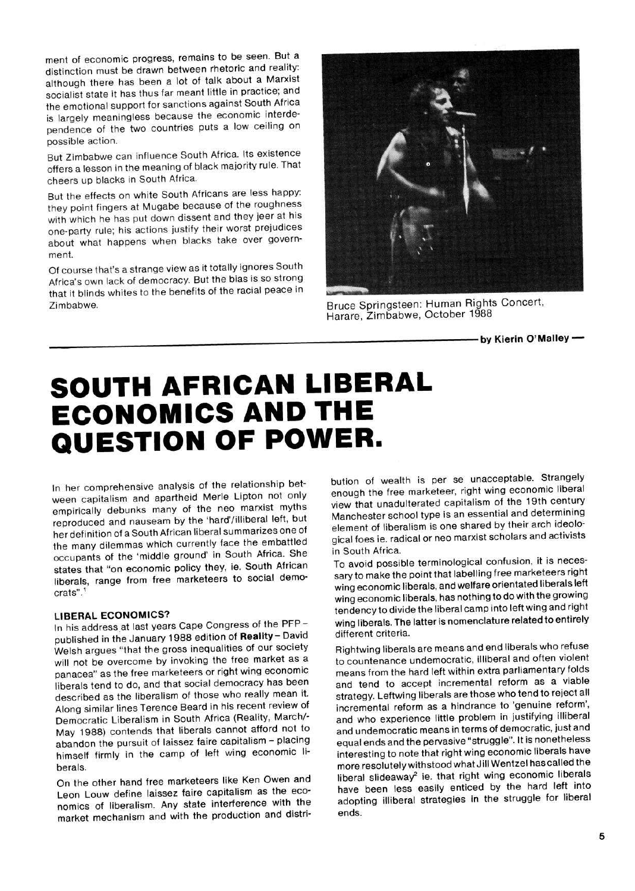ment of economic progress, remains to be seen. But a distinction must be drawn between rhetoric and reality: although there has been a lot of talk about a Marxist socialist state it has thus far meant little in practice; and the emotional support for sanctions against South Africa is largely meaningless because the economic interdependence of the two countries puts a low ceiling on possible action.

But Zimbabwe can influence South Africa. Its existence offers a lesson in the meaning of black majority rule. That cheers up blacks in South Africa.

But the effects on white South Africans are less happy: they point fingers at Mugabe because of the roughness with which he has put down dissent and they jeer at his one-party rule; his actions justify their worst prejudices about what happens when blacks take over government.

Of course that's a strange view as it totally ignores South Africa's own lack of democracy. But the bias is so strong that it blinds whites to the benefits of the racial peace in Zimbabwe.

Bruce Springsteen: Human Rights Concert, Harare, Zimbabwe, October 1988

— by Kierin O'Malley —

# SOUTH AFRICAN LIBERAL ECONOMICS AND THE QUESTION OF POWER.

In her comprehensive analysis of the relationship between capitalism and apartheid Merle Lipton not only empirically debunks many of the neo marxist myths reproduced and nauseam by the 'hard'/illiberal left, but her definition of a South African liberal summarizes one of the many dilemmas which currently face the embattled occupants of the 'middle ground' in South Africa. She states that "on economic policy they, ie. South African liberals, range from free marketeers to social democrats".[1]

### LIBERAL ECONOMICS?

In his address at last years Cape Congress of the PFP – published in the January 1988 edition of **Reality** – David Welsh argues "that the gross inequalities of our society will not be overcome by invoking the free market as a panacea" as the free marketeers or right wing economic liberals tend to do, and that social democracy has been described as the liberalism of those who really mean it. Along similar lines Terence Beard in his recent review of Democratic Liberalism in South Africa (Reality, March/-May 1988) contends that liberals cannot afford not to abandon the pursuit of laissez faire capitalism – placing himself firmly in the camp of left wing economic liberals.

On the other hand free marketeers like Ken Owen and Leon Louw define laissez faire capitalism as the economics of liberalism. Any state interference with the market mechanism and with the production and distribution of wealth is per se unacceptable. Strangely enough the free marketeer, right wing economic liberal view that unadulterated capitalism of the 19th century Manchester school type is an essential and determining element of liberalism is one shared by their arch ideological foes ie. radical or neo marxist scholars and activists in South Africa.

To avoid possible terminological confusion, it is necessary to make the point that labelling free marketeers right wing economic liberals, and welfare orientated liberals left wing economic liberals, has nothing to do with the growing tendency to divide the liberal camp into left wing and right wing liberals. The latter is nomenclature related to entirely different criteria.

Rightwing liberals are means and end liberals who refuse to countenance undemocratic, illiberal and often violent means from the hard left within extra parliamentary folds and tend to accept incremental reform as a viable strategy. Leftwing liberals are those who tend to reject all incremental reform as a hindrance to 'genuine reform', and who experience little problem in justifying illiberal and undemocratic means in terms of democratic, just and equal ends and the pervasive "struggle". It is nonetheless interesting to note that right wing economic liberals have more resolutely withstood what Jill Wentzel has called the liberal slideaway[2] ie. that right wing economic liberals have been less easily enticed by the hard left into adopting illiberal strategies in the struggle for liberal ends.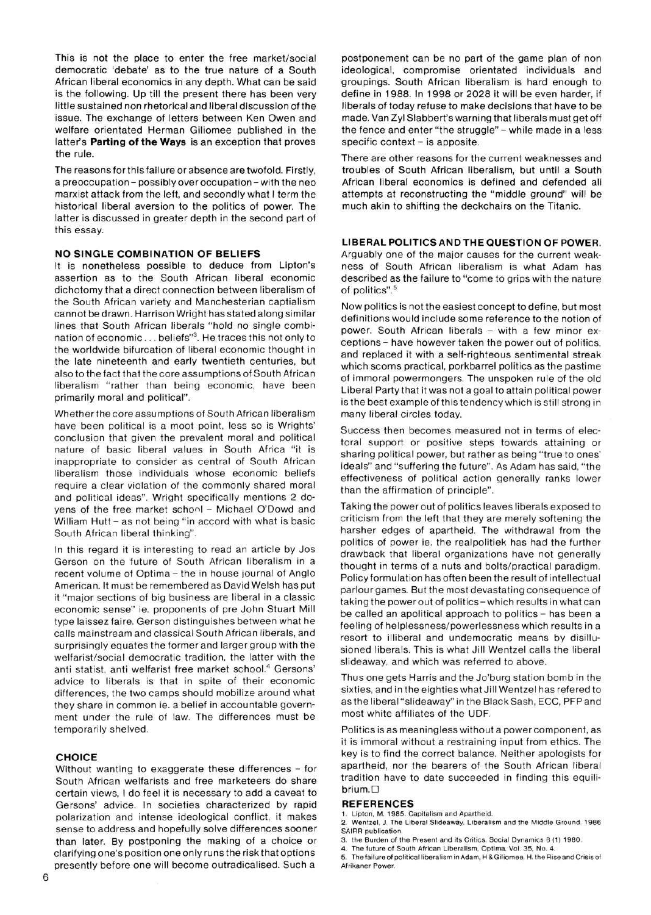This is not the place to enter the free market/social democratic 'debate' as to the true nature of a South African liberal economics in any depth. What can be said is the following. Up till the present there has been very little sustained non rhetorical and liberal discussion of the issue. The exchange of letters between Ken Owen and welfare orientated Herman Giliomee published in the latter's **Parting of the Ways** is an exception that proves the rule.

The reasons for this failure or absence are twofold. Firstly, a preoccupation – possibly over occupation – with the neo marxist attack from the left, and secondly what I term the historical liberal aversion to the politics of power. The latter is discussed in greater depth in the second part of this essay.

## NO SINGLE COMBINATION OF BELIEFS

It is nonetheless possible to deduce from Lipton's assertion as to the South African liberal economic dichotomy that a direct connection between liberalism of the South African variety and Manchesterian captialism cannot be drawn. Harrison Wright has stated along similar lines that South African liberals "hold no single combination of economic . . . beliefs"[3]. He traces this not only to the worldwide bifurcation of liberal economic thought in the late nineteenth and early twentieth centuries, but also to the fact that the core assumptions of South African liberalism "rather than being economic, have been primarily moral and political".

Whether the core assumptions of South African liberalism have been political is a moot point, less so is Wrights' conclusion that given the prevalent moral and political nature of basic liberal values in South Africa "it is inappropriate to consider as central of South African liberalism those individuals whose economic beliefs require a clear violation of the commonly shared moral and political ideas". Wright specifically mentions 2 doyens of the free market school – Michael O'Dowd and William Hutt – as not being "in accord with what is basic South African liberal thinking".

In this regard it is interesting to read an article by Jos Gerson on the future of South African liberalism in a recent volume of Optima – the in house journal of Anglo American. It must be remembered as David Welsh has put it "major sections of big business are liberal in a classic economic sense" ie. proponents of pre John Stuart Mill type laissez faire. Gerson distinguishes between what he calls mainstream and classical South African liberals, and surprisingly equates the former and larger group with the welfarist/social democratic tradition, the latter with the anti statist, anti welfarist free market school.[4] Gersons' advice to liberals is that in spite of their economic differences, the two camps should mobilize around what they share in common ie. a belief in accountable government under the rule of law. The differences must be temporarily shelved.

## CHOICE

Without wanting to exaggerate these differences – for South African welfarists and free marketeers do share certain views, I do feel it is necessary to add a caveat to Gersons' advice. In societies characterized by rapid polarization and intense ideological conflict, it makes sense to address and hopefully solve differences sooner than later. By postponing the making of a choice or clarifying one's position one only runs the risk that options presently before one will become outradicalised. Such a postponement can be no part of the game plan of non ideological, compromise orientated individuals and groupings. South African liberalism is hard enough to define in 1988. In 1998 or 2028 it will be even harder, if liberals of today refuse to make decisions that have to be made. Van Zyl Slabbert's warning that liberals must get off the fence and enter "the struggle" – while made in a less specific context – is apposite.

There are other reasons for the current weaknesses and troubles of South African liberalism, but until a South African liberal economics is defined and defended all attempts at reconstructing the "middle ground" will be much akin to shifting the deckchairs on the Titanic.

## LIBERAL POLITICS AND THE QUESTION OF POWER.

Arguably one of the major causes for the current weakness of South African liberalism is what Adam has described as the failure to "come to grips with the nature of politics".[5]

Now politics is not the easiest concept to define, but most definitions would include some reference to the notion of power. South African liberals – with a few minor exceptions – have however taken the power out of politics, and replaced it with a self-righteous sentimental streak which scorns practical, porkbarrel politics as the pastime of immoral powermongers. The unspoken rule of the old Liberal Party that it was not a goal to attain political power is the best example of this tendency which is still strong in many liberal circles today.

Success then becomes measured not in terms of electoral support or positive steps towards attaining or sharing political power, but rather as being "true to ones' ideals" and "suffering the future". As Adam has said, "the effectiveness of political action generally ranks lower than the affirmation of principle".

Taking the power out of politics leaves liberals exposed to criticism from the left that they are merely softening the harsher edges of apartheid. The withdrawal from the politics of power ie. the realpolitiek has had the further drawback that liberal organizations have not generally thought in terms of a nuts and bolts/practical paradigm. Policy formulation has often been the result of intellectual parlour games. But the most devastating consequence of taking the power out of politics – which results in what can be called an apolitical approach to politics – has been a feeling of helplessness/powerlessness which results in a resort to illiberal and undemocratic means by disillusioned liberals. This is what Jill Wentzel calls the liberal slideaway, and which was referred to above.

Thus one gets Harris and the Jo'burg station bomb in the sixties, and in the eighties what Jill Wentzel has refered to as the liberal "slideaway" in the Black Sash, ECC, PFP and most white affiliates of the UDF.

Politics is as meaningless without a power component, as it is immoral without a restraining input from ethics. The key is to find the correct balance. Neither apologists for apartheid, nor the bearers of the South African liberal tradition have to date succeeded in finding this equilibrium.□

## REFERENCES

1. Lipton, M. 1985. Capitalism and Apartheid.
2. Wentzel, J. The Liberal Slideaway. Liberalism and the Middle Ground. 1986 SAIRR publication.
3. the Burden of the Present and its Critics. Social Dynamics 6 (1) 1980.
4. The future of South African Liberalism. Optima. Vol. 35, No. 4.
5. The failure of political liberalism in Adam, H & Giliomee, H. the Rise and Crisis of Afrikaner Power.